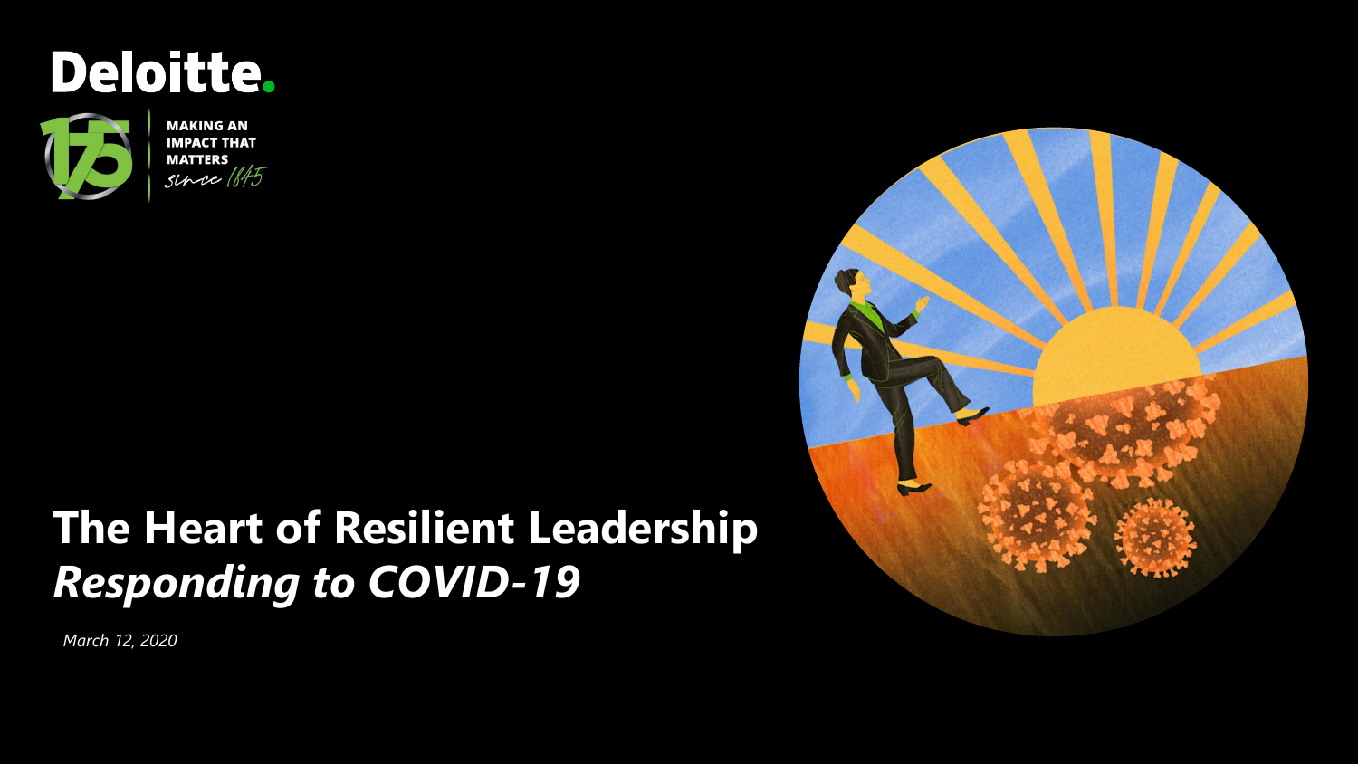Deloitte.

MAKING AN IMPACT THAT MATTERS since 1845

# The Heart of Resilient Leadership
## *Responding to COVID-19*

*March 12, 2020*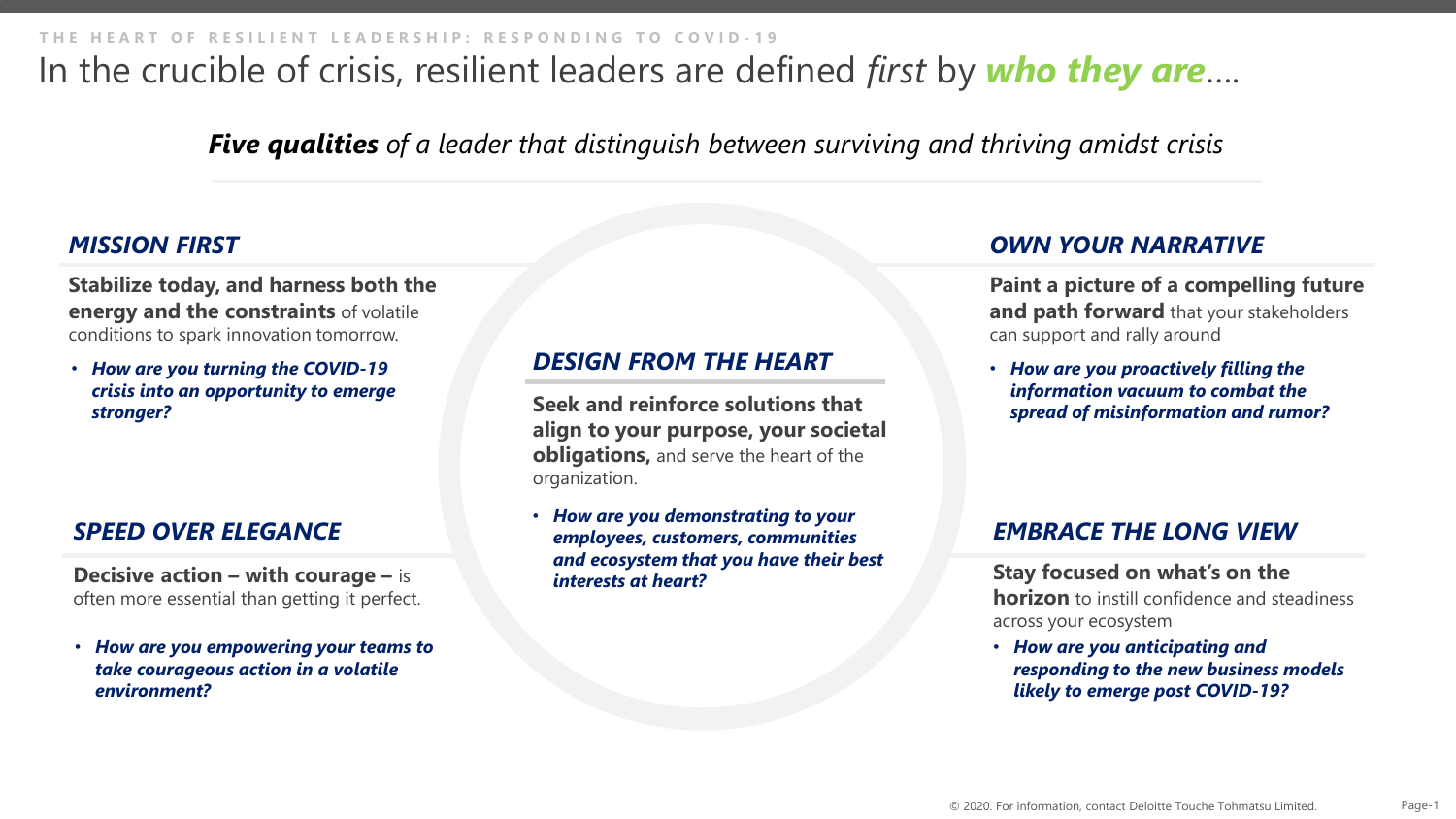THE HEART OF RESILIENT LEADERSHIP: RESPONDING TO COVID-19

# In the crucible of crisis, resilient leaders are defined *first* by ***who they are***….

***Five qualities*** *of a leader that distinguish between surviving and thriving amidst crisis*

## *MISSION FIRST*

**Stabilize today, and harness both the energy and the constraints** of volatile conditions to spark innovation tomorrow.

- ***How are you turning the COVID-19 crisis into an opportunity to emerge stronger?***

## *SPEED OVER ELEGANCE*

**Decisive action – with courage –** is often more essential than getting it perfect.

- ***How are you empowering your teams to take courageous action in a volatile environment?***

## *DESIGN FROM THE HEART*

**Seek and reinforce solutions that align to your purpose, your societal obligations,** and serve the heart of the organization.

- ***How are you demonstrating to your employees, customers, communities and ecosystem that you have their best interests at heart?***

## *OWN YOUR NARRATIVE*

**Paint a picture of a compelling future and path forward** that your stakeholders can support and rally around

- ***How are you proactively filling the information vacuum to combat the spread of misinformation and rumor?***

## *EMBRACE THE LONG VIEW*

**Stay focused on what's on the horizon** to instill confidence and steadiness across your ecosystem

- ***How are you anticipating and responding to the new business models likely to emerge post COVID-19?***

© 2020. For information, contact Deloitte Touche Tohmatsu Limited.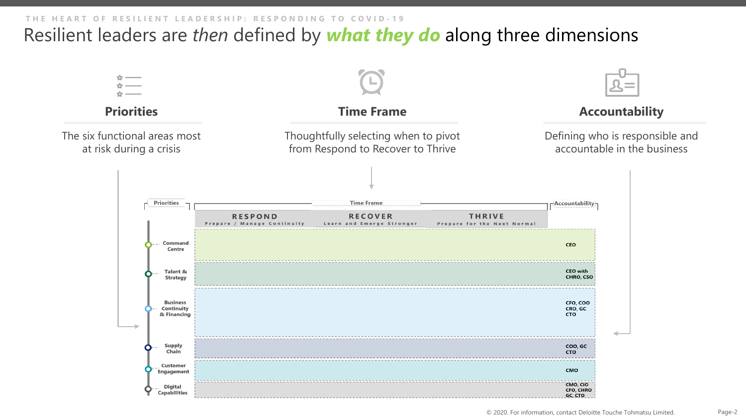THE HEART OF RESILIENT LEADERSHIP: RESPONDING TO COVID-19

# Resilient leaders are *then* defined by ***what they do*** along three dimensions

### Priorities

The six functional areas most at risk during a crisis

### Time Frame

Thoughtfully selecting when to pivot from Respond to Recover to Thrive

### Accountability

Defining who is responsible and accountable in the business

| Priorities | RESPOND<br>Prepare / Manage Continuity | RECOVER<br>Learn and Emerge Stronger | THRIVE<br>Prepare for the Next Normal | Accountability |
|---|---|---|---|---|
| Command Centre | | | | CEO |
| Talent & Strategy | | | | CEO with CHRO, CSO |
| Business Continuity & Financing | | | | CFO, COO CRO, GC CTO |
| Supply Chain | | | | COO, GC CTO |
| Customer Engagement | | | | CMO |
| Digital Capabilities | | | | CMO, CIO CFO, CHRO GC, CTO |

© 2020. For information, contact Deloitte Touche Tohmatsu Limited.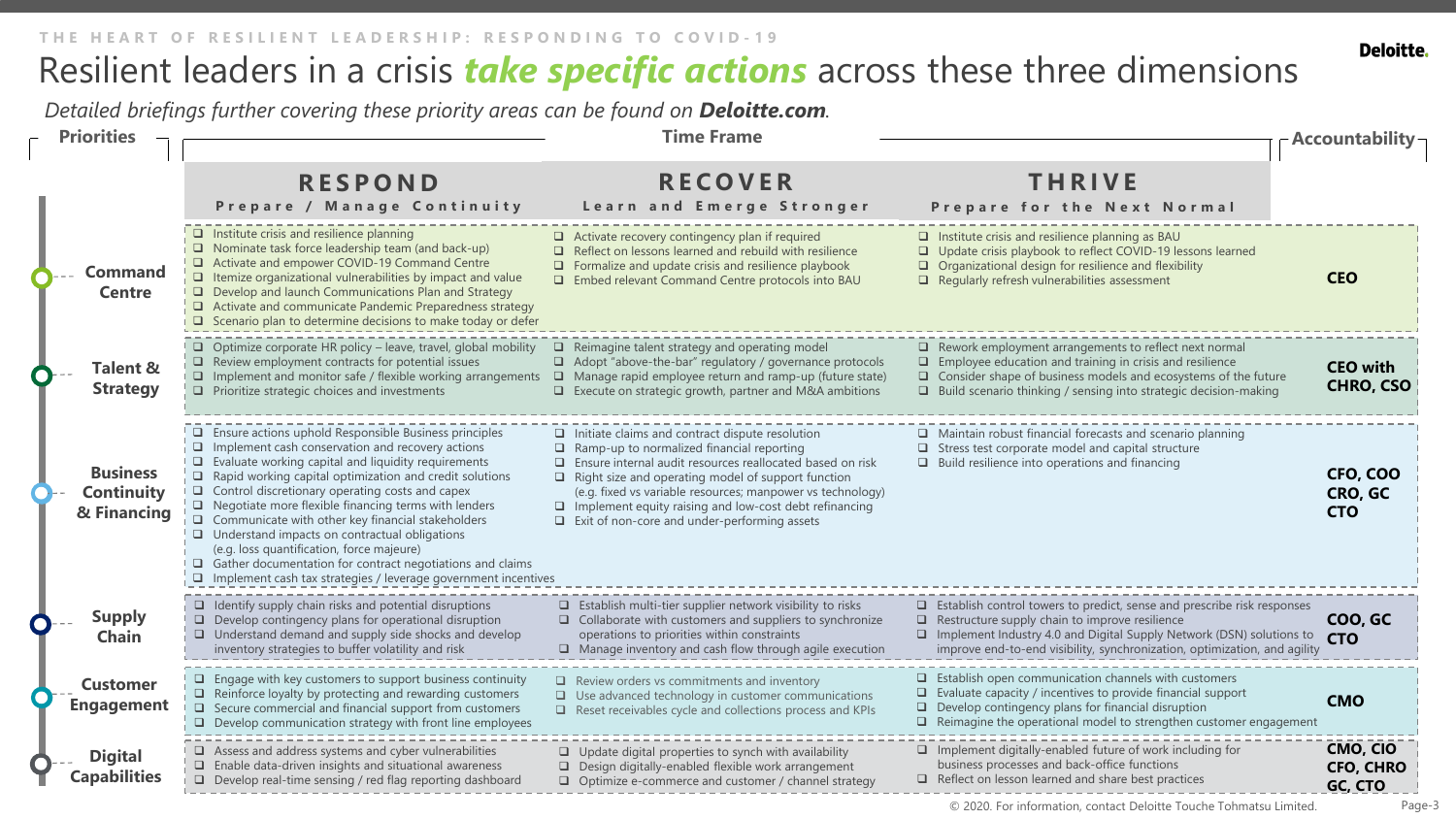THE HEART OF RESILIENT LEADERSHIP: RESPONDING TO COVID-19

# Resilient leaders in a crisis *take specific actions* across these three dimensions

*Detailed briefings further covering these priority areas can be found on **Deloitte.com**.*

| Priorities | RESPOND<br>Prepare / Manage Continuity | RECOVER<br>Learn and Emerge Stronger | THRIVE<br>Prepare for the Next Normal | Accountability |
|---|---|---|---|---|
| **Command Centre** | ❑ Institute crisis and resilience planning<br>❑ Nominate task force leadership team (and back-up)<br>❑ Activate and empower COVID-19 Command Centre<br>❑ Itemize organizational vulnerabilities by impact and value<br>❑ Develop and launch Communications Plan and Strategy<br>❑ Activate and communicate Pandemic Preparedness strategy<br>❑ Scenario plan to determine decisions to make today or defer | ❑ Activate recovery contingency plan if required<br>❑ Reflect on lessons learned and rebuild with resilience<br>❑ Formalize and update crisis and resilience playbook<br>❑ Embed relevant Command Centre protocols into BAU | ❑ Institute crisis and resilience planning as BAU<br>❑ Update crisis playbook to reflect COVID-19 lessons learned<br>❑ Organizational design for resilience and flexibility<br>❑ Regularly refresh vulnerabilities assessment | **CEO** |
| **Talent & Strategy** | ❑ Optimize corporate HR policy – leave, travel, global mobility<br>❑ Review employment contracts for potential issues<br>❑ Implement and monitor safe / flexible working arrangements<br>❑ Prioritize strategic choices and investments | ❑ Reimagine talent strategy and operating model<br>❑ Adopt "above-the-bar" regulatory / governance protocols<br>❑ Manage rapid employee return and ramp-up (future state)<br>❑ Execute on strategic growth, partner and M&A ambitions | ❑ Rework employment arrangements to reflect next normal<br>❑ Employee education and training in crisis and resilience<br>❑ Consider shape of business models and ecosystems of the future<br>❑ Build scenario thinking / sensing into strategic decision-making | **CEO with CHRO, CSO** |
| **Business Continuity & Financing** | ❑ Ensure actions uphold Responsible Business principles<br>❑ Implement cash conservation and recovery actions<br>❑ Evaluate working capital and liquidity requirements<br>❑ Rapid working capital optimization and credit solutions<br>❑ Control discretionary operating costs and capex<br>❑ Negotiate more flexible financing terms with lenders<br>❑ Communicate with other key financial stakeholders<br>❑ Understand impacts on contractual obligations (e.g. loss quantification, force majeure)<br>❑ Gather documentation for contract negotiations and claims<br>❑ Implement cash tax strategies / leverage government incentives | ❑ Initiate claims and contract dispute resolution<br>❑ Ramp-up to normalized financial reporting<br>❑ Ensure internal audit resources reallocated based on risk<br>❑ Right size and operating model of support function (e.g. fixed vs variable resources; manpower vs technology)<br>❑ Implement equity raising and low-cost debt refinancing<br>❑ Exit of non-core and under-performing assets | ❑ Maintain robust financial forecasts and scenario planning<br>❑ Stress test corporate model and capital structure<br>❑ Build resilience into operations and financing | **CFO, COO CRO, GC CTO** |
| **Supply Chain** | ❑ Identify supply chain risks and potential disruptions<br>❑ Develop contingency plans for operational disruption<br>❑ Understand demand and supply side shocks and develop inventory strategies to buffer volatility and risk | ❑ Establish multi-tier supplier network visibility to risks<br>❑ Collaborate with customers and suppliers to synchronize operations to priorities within constraints<br>❑ Manage inventory and cash flow through agile execution | ❑ Establish control towers to predict, sense and prescribe risk responses<br>❑ Restructure supply chain to improve resilience<br>❑ Implement Industry 4.0 and Digital Supply Network (DSN) solutions to improve end-to-end visibility, synchronization, optimization, and agility | **COO, GC CTO** |
| **Customer Engagement** | ❑ Engage with key customers to support business continuity<br>❑ Reinforce loyalty by protecting and rewarding customers<br>❑ Secure commercial and financial support from customers<br>❑ Develop communication strategy with front line employees | ❑ Review orders vs commitments and inventory<br>❑ Use advanced technology in customer communications<br>❑ Reset receivables cycle and collections process and KPIs | ❑ Establish open communication channels with customers<br>❑ Evaluate capacity / incentives to provide financial support<br>❑ Develop contingency plans for financial disruption<br>❑ Reimagine the operational model to strengthen customer engagement | **CMO** |
| **Digital Capabilities** | ❑ Assess and address systems and cyber vulnerabilities<br>❑ Enable data-driven insights and situational awareness<br>❑ Develop real-time sensing / red flag reporting dashboard | ❑ Update digital properties to synch with availability<br>❑ Design digitally-enabled flexible work arrangement<br>❑ Optimize e-commerce and customer / channel strategy | ❑ Implement digitally-enabled future of work including for business processes and back-office functions<br>❑ Reflect on lesson learned and share best practices | **CMO, CIO CFO, CHRO GC, CTO** |

© 2020. For information, contact Deloitte Touche Tohmatsu Limited.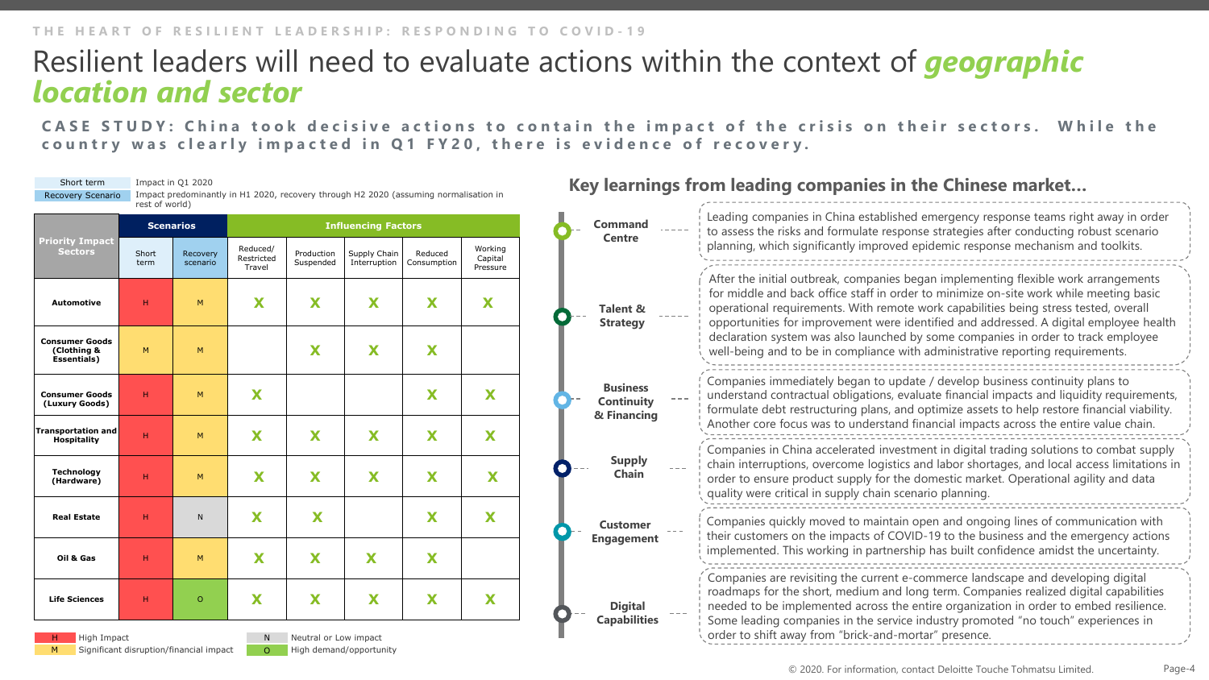THE HEART OF RESILIENT LEADERSHIP: RESPONDING TO COVID-19

# Resilient leaders will need to evaluate actions within the context of ***geographic location and sector***

**CASE STUDY: China took decisive actions to contain the impact of the crisis on their sectors. While the country was clearly impacted in Q1 FY20, there is evidence of recovery.**

| | |
|---|---|
| Short term | Impact in Q1 2020 |
| Recovery Scenario | Impact predominantly in H1 2020, recovery through H2 2020 (assuming normalisation in rest of world) |

| Priority Impact Sectors | Scenarios | | Influencing Factors | | | | |
|---|---|---|---|---|---|---|---|
| | Short term | Recovery scenario | Reduced/ Restricted Travel | Production Suspended | Supply Chain Interruption | Reduced Consumption | Working Capital Pressure |
| **Automotive** | H | M | X | X | X | X | X |
| **Consumer Goods (Clothing & Essentials)** | M | M | | X | X | X | |
| **Consumer Goods (Luxury Goods)** | H | M | X | | | X | X |
| **Transportation and Hospitality** | H | M | X | X | X | X | X |
| **Technology (Hardware)** | H | M | X | X | X | X | X |
| **Real Estate** | H | N | X | X | | X | X |
| **Oil & Gas** | H | M | X | X | X | X | |
| **Life Sciences** | H | O | X | X | X | X | X |

H – High Impact
M – Significant disruption/financial impact
N – Neutral or Low impact
O – High demand/opportunity

## Key learnings from leading companies in the Chinese market…

**Command Centre** – Leading companies in China established emergency response teams right away in order to assess the risks and formulate response strategies after conducting robust scenario planning, which significantly improved epidemic response mechanism and toolkits.

**Talent & Strategy** – After the initial outbreak, companies began implementing flexible work arrangements for middle and back office staff in order to minimize on-site work while meeting basic operational requirements. With remote work capabilities being stress tested, overall opportunities for improvement were identified and addressed. A digital employee health declaration system was also launched by some companies in order to track employee well-being and to be in compliance with administrative reporting requirements.

**Business Continuity & Financing** – Companies immediately began to update / develop business continuity plans to understand contractual obligations, evaluate financial impacts and liquidity requirements, formulate debt restructuring plans, and optimize assets to help restore financial viability. Another core focus was to understand financial impacts across the entire value chain.

**Supply Chain** – Companies in China accelerated investment in digital trading solutions to combat supply chain interruptions, overcome logistics and labor shortages, and local access limitations in order to ensure product supply for the domestic market. Operational agility and data quality were critical in supply chain scenario planning.

**Customer Engagement** – Companies quickly moved to maintain open and ongoing lines of communication with their customers on the impacts of COVID-19 to the business and the emergency actions implemented. This working in partnership has built confidence amidst the uncertainty.

**Digital Capabilities** – Companies are revisiting the current e-commerce landscape and developing digital roadmaps for the short, medium and long term. Companies realized digital capabilities needed to be implemented across the entire organization in order to embed resilience. Some leading companies in the service industry promoted "no touch" experiences in order to shift away from "brick-and-mortar" presence.

© 2020. For information, contact Deloitte Touche Tohmatsu Limited.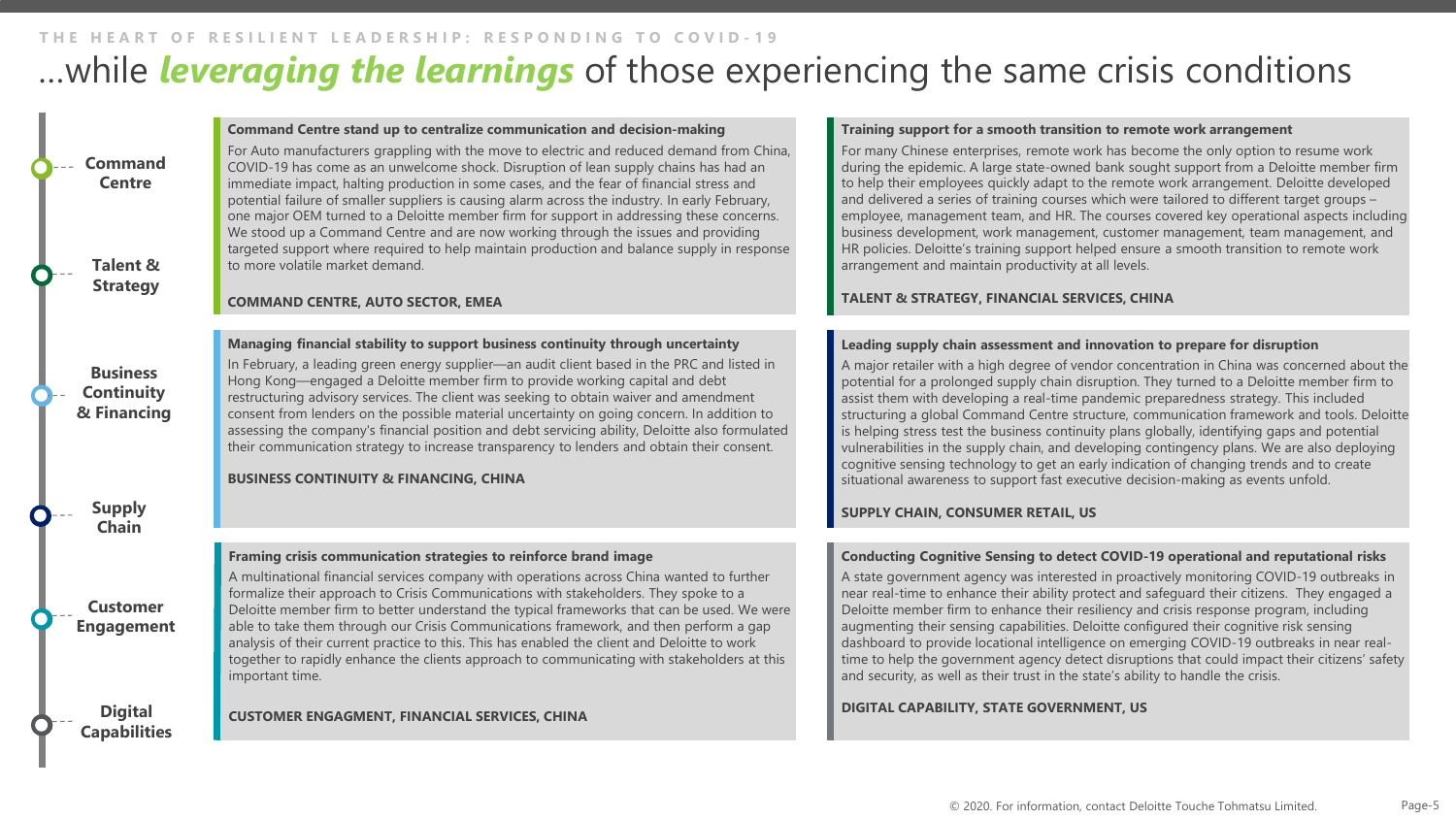# …while *leveraging the learnings* of those experiencing the same crisis conditions

- Command Centre
- Talent & Strategy
- Business Continuity & Financing
- Supply Chain
- Customer Engagement
- Digital Capabilities

### Command Centre stand up to centralize communication and decision-making

For Auto manufacturers grappling with the move to electric and reduced demand from China, COVID-19 has come as an unwelcome shock. Disruption of lean supply chains has had an immediate impact, halting production in some cases, and the fear of financial stress and potential failure of smaller suppliers is causing alarm across the industry. In early February, one major OEM turned to a Deloitte member firm for support in addressing these concerns. We stood up a Command Centre and are now working through the issues and providing targeted support where required to help maintain production and balance supply in response to more volatile market demand.

**COMMAND CENTRE, AUTO SECTOR, EMEA**

### Training support for a smooth transition to remote work arrangement

For many Chinese enterprises, remote work has become the only option to resume work during the epidemic. A large state-owned bank sought support from a Deloitte member firm to help their employees quickly adapt to the remote work arrangement. Deloitte developed and delivered a series of training courses which were tailored to different target groups – employee, management team, and HR. The courses covered key operational aspects including business development, work management, customer management, team management, and HR policies. Deloitte's training support helped ensure a smooth transition to remote work arrangement and maintain productivity at all levels.

**TALENT & STRATEGY, FINANCIAL SERVICES, CHINA**

### Managing financial stability to support business continuity through uncertainty

In February, a leading green energy supplier—an audit client based in the PRC and listed in Hong Kong—engaged a Deloitte member firm to provide working capital and debt restructuring advisory services. The client was seeking to obtain waiver and amendment consent from lenders on the possible material uncertainty on going concern. In addition to assessing the company's financial position and debt servicing ability, Deloitte also formulated their communication strategy to increase transparency to lenders and obtain their consent.

**BUSINESS CONTINUITY & FINANCING, CHINA**

### Leading supply chain assessment and innovation to prepare for disruption

A major retailer with a high degree of vendor concentration in China was concerned about the potential for a prolonged supply chain disruption. They turned to a Deloitte member firm to assist them with developing a real-time pandemic preparedness strategy. This included structuring a global Command Centre structure, communication framework and tools. Deloitte is helping stress test the business continuity plans globally, identifying gaps and potential vulnerabilities in the supply chain, and developing contingency plans. We are also deploying cognitive sensing technology to get an early indication of changing trends and to create situational awareness to support fast executive decision-making as events unfold.

**SUPPLY CHAIN, CONSUMER RETAIL, US**

### Framing crisis communication strategies to reinforce brand image

A multinational financial services company with operations across China wanted to further formalize their approach to Crisis Communications with stakeholders. They spoke to a Deloitte member firm to better understand the typical frameworks that can be used. We were able to take them through our Crisis Communications framework, and then perform a gap analysis of their current practice to this. This has enabled the client and Deloitte to work together to rapidly enhance the clients approach to communicating with stakeholders at this important time.

**CUSTOMER ENGAGMENT, FINANCIAL SERVICES, CHINA**

### Conducting Cognitive Sensing to detect COVID-19 operational and reputational risks

A state government agency was interested in proactively monitoring COVID-19 outbreaks in near real-time to enhance their ability protect and safeguard their citizens. They engaged a Deloitte member firm to enhance their resiliency and crisis response program, including augmenting their sensing capabilities. Deloitte configured their cognitive risk sensing dashboard to provide locational intelligence on emerging COVID-19 outbreaks in near real-time to help the government agency detect disruptions that could impact their citizens' safety and security, as well as their trust in the state's ability to handle the crisis.

**DIGITAL CAPABILITY, STATE GOVERNMENT, US**

© 2020. For information, contact Deloitte Touche Tohmatsu Limited.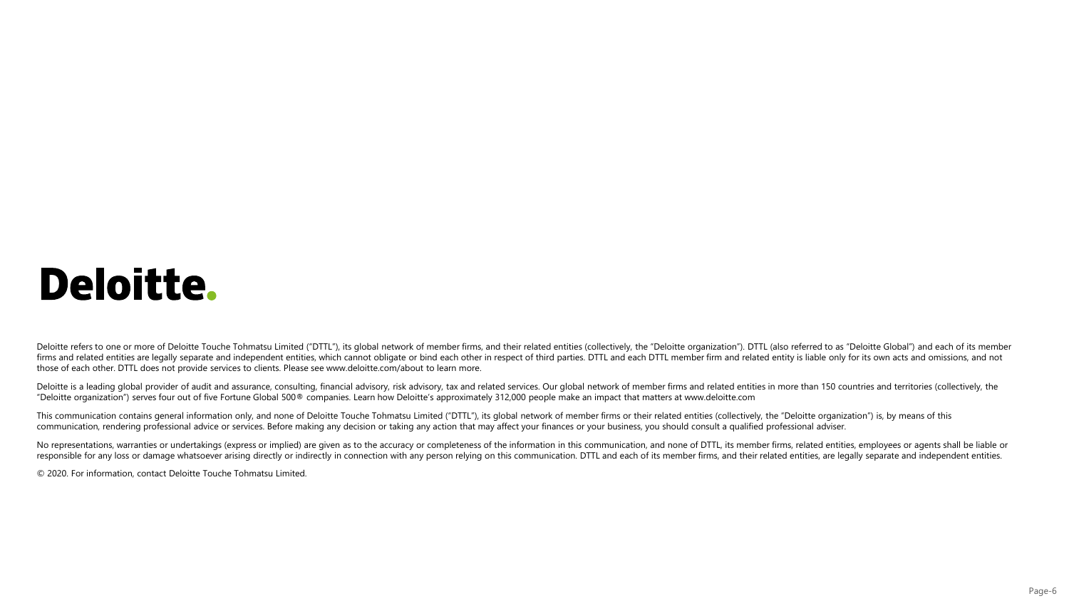# Deloitte.

Deloitte refers to one or more of Deloitte Touche Tohmatsu Limited ("DTTL"), its global network of member firms, and their related entities (collectively, the "Deloitte organization"). DTTL (also referred to as "Deloitte Global") and each of its member firms and related entities are legally separate and independent entities, which cannot obligate or bind each other in respect of third parties. DTTL and each DTTL member firm and related entity is liable only for its own acts and omissions, and not those of each other. DTTL does not provide services to clients. Please see www.deloitte.com/about to learn more.

Deloitte is a leading global provider of audit and assurance, consulting, financial advisory, risk advisory, tax and related services. Our global network of member firms and related entities in more than 150 countries and territories (collectively, the "Deloitte organization") serves four out of five Fortune Global 500® companies. Learn how Deloitte's approximately 312,000 people make an impact that matters at www.deloitte.com

This communication contains general information only, and none of Deloitte Touche Tohmatsu Limited ("DTTL"), its global network of member firms or their related entities (collectively, the "Deloitte organization") is, by means of this communication, rendering professional advice or services. Before making any decision or taking any action that may affect your finances or your business, you should consult a qualified professional adviser.

No representations, warranties or undertakings (express or implied) are given as to the accuracy or completeness of the information in this communication, and none of DTTL, its member firms, related entities, employees or agents shall be liable or responsible for any loss or damage whatsoever arising directly or indirectly in connection with any person relying on this communication. DTTL and each of its member firms, and their related entities, are legally separate and independent entities.

© 2020. For information, contact Deloitte Touche Tohmatsu Limited.